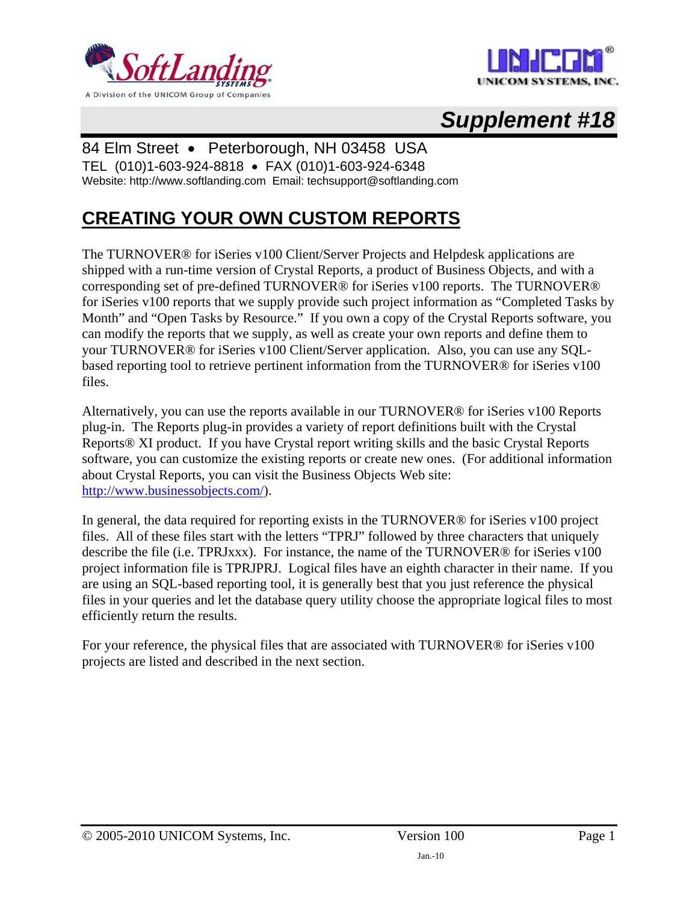# Supplement #18

84 Elm Street • Peterborough, NH 03458 USA
TEL (010)1-603-924-8818 • FAX (010)1-603-924-6348
Website: http://www.softlanding.com Email: techsupport@softlanding.com

## CREATING YOUR OWN CUSTOM REPORTS

The TURNOVER® for iSeries v100 Client/Server Projects and Helpdesk applications are shipped with a run-time version of Crystal Reports, a product of Business Objects, and with a corresponding set of pre-defined TURNOVER® for iSeries v100 reports. The TURNOVER® for iSeries v100 reports that we supply provide such project information as "Completed Tasks by Month" and "Open Tasks by Resource." If you own a copy of the Crystal Reports software, you can modify the reports that we supply, as well as create your own reports and define them to your TURNOVER® for iSeries v100 Client/Server application. Also, you can use any SQL-based reporting tool to retrieve pertinent information from the TURNOVER® for iSeries v100 files.

Alternatively, you can use the reports available in our TURNOVER® for iSeries v100 Reports plug-in. The Reports plug-in provides a variety of report definitions built with the Crystal Reports® XI product. If you have Crystal report writing skills and the basic Crystal Reports software, you can customize the existing reports or create new ones. (For additional information about Crystal Reports, you can visit the Business Objects Web site: http://www.businessobjects.com/).

In general, the data required for reporting exists in the TURNOVER® for iSeries v100 project files. All of these files start with the letters "TPRJ" followed by three characters that uniquely describe the file (i.e. TPRJxxx). For instance, the name of the TURNOVER® for iSeries v100 project information file is TPRJPRJ. Logical files have an eighth character in their name. If you are using an SQL-based reporting tool, it is generally best that you just reference the physical files in your queries and let the database query utility choose the appropriate logical files to most efficiently return the results.

For your reference, the physical files that are associated with TURNOVER® for iSeries v100 projects are listed and described in the next section.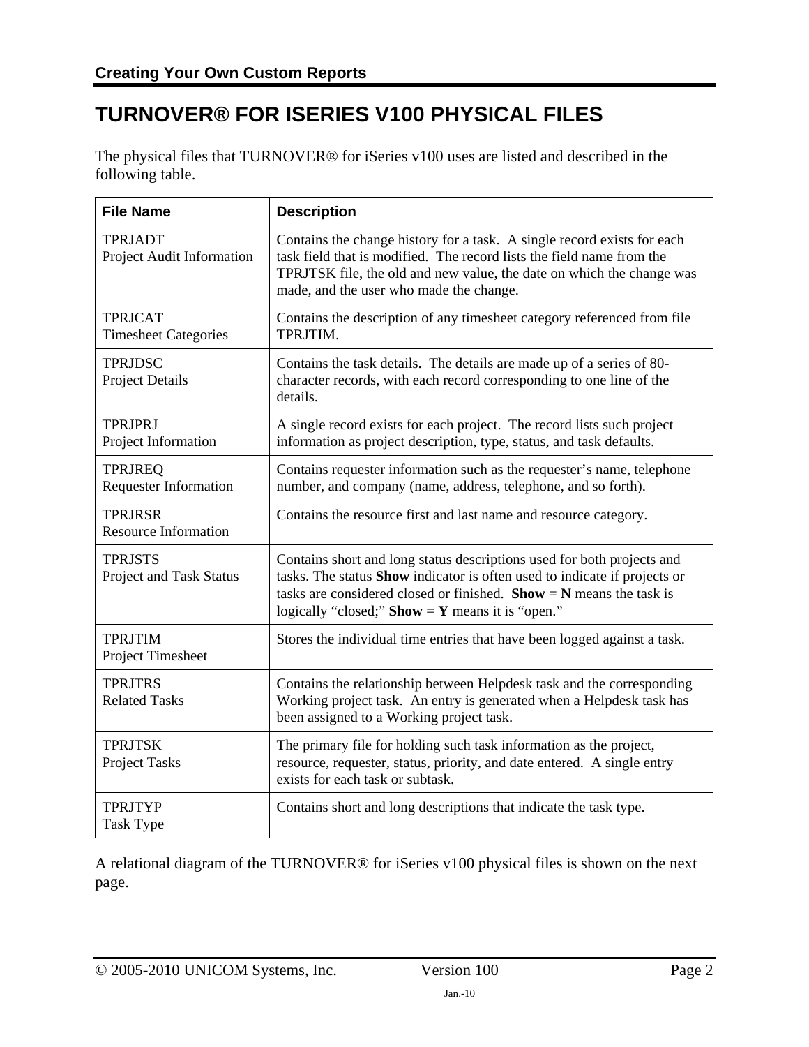# TURNOVER® FOR ISERIES V100 PHYSICAL FILES

The physical files that TURNOVER® for iSeries v100 uses are listed and described in the following table.

| File Name | Description |
|---|---|
| TPRJADT<br>Project Audit Information | Contains the change history for a task. A single record exists for each task field that is modified. The record lists the field name from the TPRJTSK file, the old and new value, the date on which the change was made, and the user who made the change. |
| TPRJCAT<br>Timesheet Categories | Contains the description of any timesheet category referenced from file TPRJTIM. |
| TPRJDSC<br>Project Details | Contains the task details. The details are made up of a series of 80-character records, with each record corresponding to one line of the details. |
| TPRJPRJ<br>Project Information | A single record exists for each project. The record lists such project information as project description, type, status, and task defaults. |
| TPRJREQ<br>Requester Information | Contains requester information such as the requester's name, telephone number, and company (name, address, telephone, and so forth). |
| TPRJRSR<br>Resource Information | Contains the resource first and last name and resource category. |
| TPRJSTS<br>Project and Task Status | Contains short and long status descriptions used for both projects and tasks. The status **Show** indicator is often used to indicate if projects or tasks are considered closed or finished. **Show** = **N** means the task is logically "closed;" **Show** = **Y** means it is "open." |
| TPRJTIM<br>Project Timesheet | Stores the individual time entries that have been logged against a task. |
| TPRJTRS<br>Related Tasks | Contains the relationship between Helpdesk task and the corresponding Working project task. An entry is generated when a Helpdesk task has been assigned to a Working project task. |
| TPRJTSK<br>Project Tasks | The primary file for holding such task information as the project, resource, requester, status, priority, and date entered. A single entry exists for each task or subtask. |
| TPRJTYP<br>Task Type | Contains short and long descriptions that indicate the task type. |

A relational diagram of the TURNOVER® for iSeries v100 physical files is shown on the next page.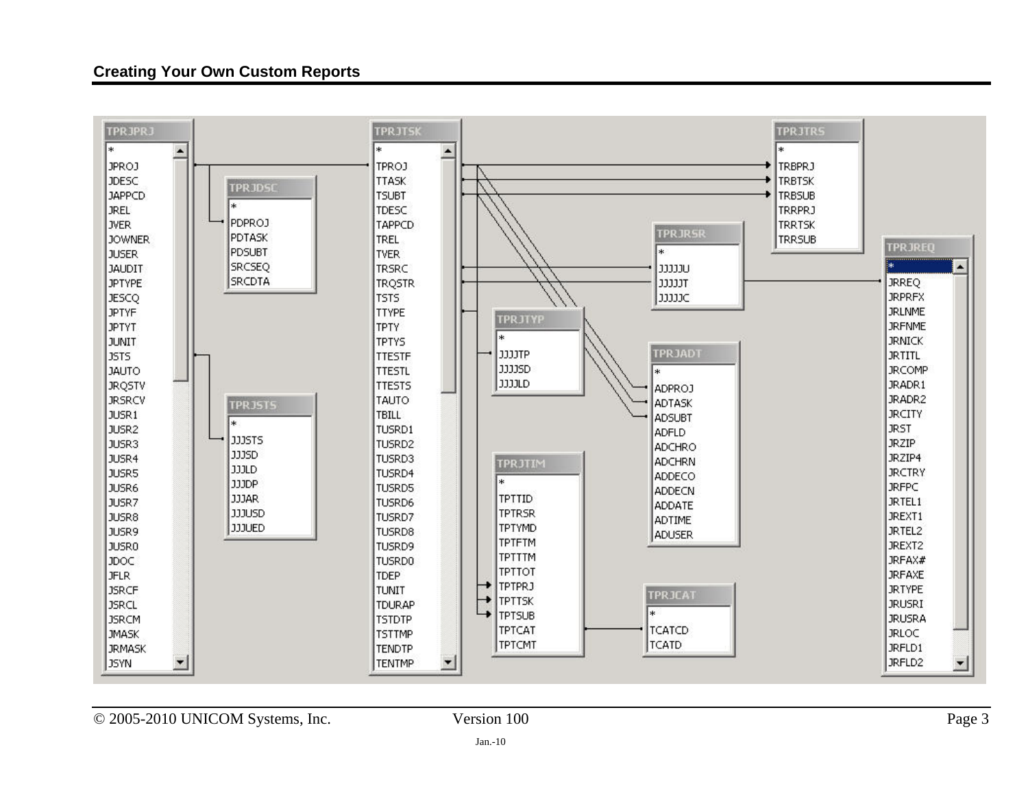TPRJPRJ
*
JPROJ
JDESC
JAPPCD
JREL
JVER
JOWNER
JUSER
JAUDIT
JPTYPE
JESCQ
JPTYF
JPTYT
JUNIT
JSTS
JAUTO
JRQSTV
JRSRCV
JUSR1
JUSR2
JUSR3
JUSR4
JUSR5
JUSR6
JUSR7
JUSR8
JUSR9
JUSR0
JDOC
JFLR
JSRCF
JSRCL
JSRCM
JMASK
JRMASK
JSYN

TPRJDSC
*
PDPROJ
PDTASK
PDSUBT
SRCSEQ
SRCDTA

TPRJSTS
*
JJJSTS
JJJSD
JJJLD
JJJDP
JJJAR
JJJUSD
JJJUED

TPRJTSK
*
TPROJ
TTASK
TSUBT
TDESC
TAPPCD
TREL
TVER
TRSRC
TRQSTR
TSTS
TTYPE
TPTY
TPTYS
TTESTF
TTESTL
TTESTS
TAUTO
TBILL
TUSRD1
TUSRD2
TUSRD3
TUSRD4
TUSRD5
TUSRD6
TUSRD7
TUSRD8
TUSRD9
TUSRD0
TDEP
TUNIT
TDURAP
TSTDTP
TSTTMP
TENDTP
TENTMP

TPRJTYP
*
JJJJTP
JJJJSD
JJJJLD

TPRJTIM
*
TPTTID
TPTRSR
TPTYMD
TPTFTM
TPTTTM
TPTTOT
TPTPRJ
TPTTSK
TPTSUB
TPTCAT
TPTCMT

TPRJTRS
*
TRBPRJ
TRBTSK
TRBSUB
TRRPRJ
TRRTSK
TRRSUB

TPRJRSR
*
JJJJJU
JJJJJT
JJJJJC

TPRJADT
*
ADPROJ
ADTASK
ADSUBT
ADFLD
ADCHRO
ADCHRN
ADDECO
ADDECN
ADDATE
ADTIME
ADUSER

TPRJCAT
*
TCATCD
TCATD

TPRJREQ
*
JRREQ
JRPRFX
JRLNME
JRFNME
JRNICK
JRTITL
JRCOMP
JRADR1
JRADR2
JRCITY
JRST
JRZIP
JRZIP4
JRCTRY
JRFPC
JRTEL1
JREXT1
JRTEL2
JREXT2
JRFAX#
JRFAXE
JRTYPE
JRUSRI
JRUSRA
JRLOC
JRFLD1
JRFLD2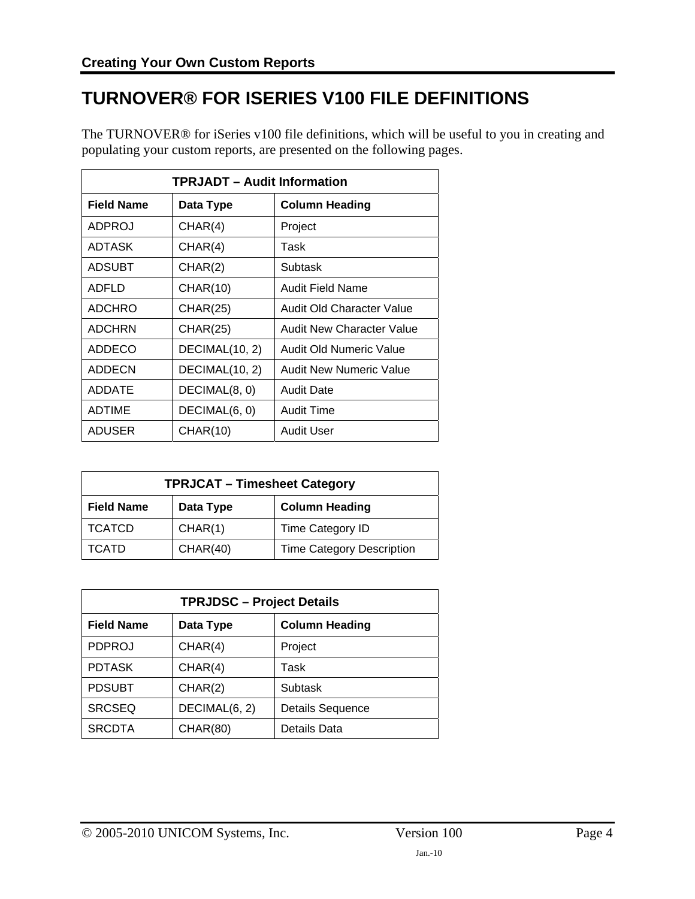# TURNOVER® FOR ISERIES V100 FILE DEFINITIONS

The TURNOVER® for iSeries v100 file definitions, which will be useful to you in creating and populating your custom reports, are presented on the following pages.

| TPRJADT – Audit Information | | |
|---|---|---|
| **Field Name** | **Data Type** | **Column Heading** |
| ADPROJ | CHAR(4) | Project |
| ADTASK | CHAR(4) | Task |
| ADSUBT | CHAR(2) | Subtask |
| ADFLD | CHAR(10) | Audit Field Name |
| ADCHRO | CHAR(25) | Audit Old Character Value |
| ADCHRN | CHAR(25) | Audit New Character Value |
| ADDECO | DECIMAL(10, 2) | Audit Old Numeric Value |
| ADDECN | DECIMAL(10, 2) | Audit New Numeric Value |
| ADDATE | DECIMAL(8, 0) | Audit Date |
| ADTIME | DECIMAL(6, 0) | Audit Time |
| ADUSER | CHAR(10) | Audit User |

| TPRJCAT – Timesheet Category | | |
|---|---|---|
| **Field Name** | **Data Type** | **Column Heading** |
| TCATCD | CHAR(1) | Time Category ID |
| TCATD | CHAR(40) | Time Category Description |

| TPRJDSC – Project Details | | |
|---|---|---|
| **Field Name** | **Data Type** | **Column Heading** |
| PDPROJ | CHAR(4) | Project |
| PDTASK | CHAR(4) | Task |
| PDSUBT | CHAR(2) | Subtask |
| SRCSEQ | DECIMAL(6, 2) | Details Sequence |
| SRCDTA | CHAR(80) | Details Data |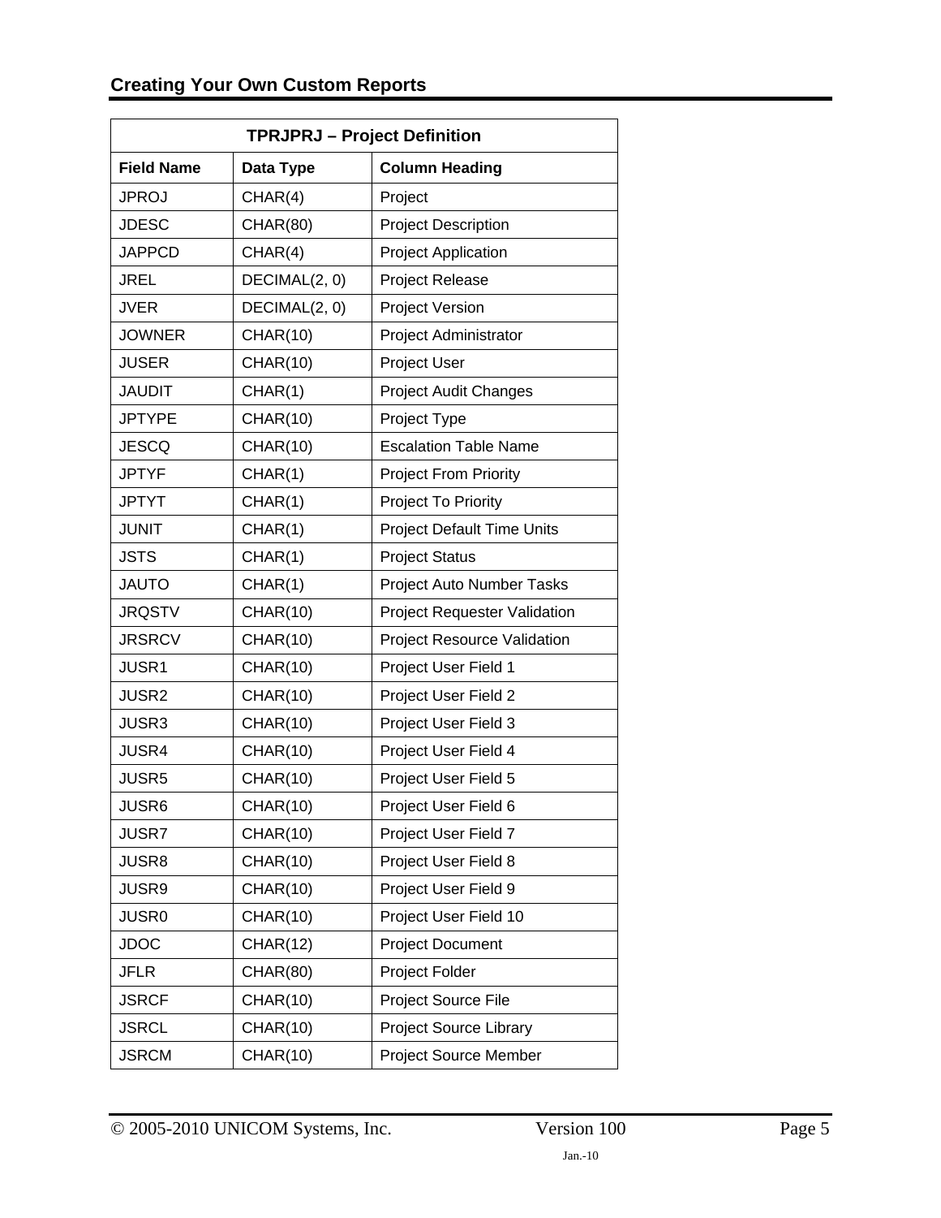| TPRJPRJ – Project Definition | | |
|---|---|---|
| **Field Name** | **Data Type** | **Column Heading** |
| JPROJ | CHAR(4) | Project |
| JDESC | CHAR(80) | Project Description |
| JAPPCD | CHAR(4) | Project Application |
| JREL | DECIMAL(2, 0) | Project Release |
| JVER | DECIMAL(2, 0) | Project Version |
| JOWNER | CHAR(10) | Project Administrator |
| JUSER | CHAR(10) | Project User |
| JAUDIT | CHAR(1) | Project Audit Changes |
| JPTYPE | CHAR(10) | Project Type |
| JESCQ | CHAR(10) | Escalation Table Name |
| JPTYF | CHAR(1) | Project From Priority |
| JPTYT | CHAR(1) | Project To Priority |
| JUNIT | CHAR(1) | Project Default Time Units |
| JSTS | CHAR(1) | Project Status |
| JAUTO | CHAR(1) | Project Auto Number Tasks |
| JRQSTV | CHAR(10) | Project Requester Validation |
| JRSRCV | CHAR(10) | Project Resource Validation |
| JUSR1 | CHAR(10) | Project User Field 1 |
| JUSR2 | CHAR(10) | Project User Field 2 |
| JUSR3 | CHAR(10) | Project User Field 3 |
| JUSR4 | CHAR(10) | Project User Field 4 |
| JUSR5 | CHAR(10) | Project User Field 5 |
| JUSR6 | CHAR(10) | Project User Field 6 |
| JUSR7 | CHAR(10) | Project User Field 7 |
| JUSR8 | CHAR(10) | Project User Field 8 |
| JUSR9 | CHAR(10) | Project User Field 9 |
| JUSR0 | CHAR(10) | Project User Field 10 |
| JDOC | CHAR(12) | Project Document |
| JFLR | CHAR(80) | Project Folder |
| JSRCF | CHAR(10) | Project Source File |
| JSRCL | CHAR(10) | Project Source Library |
| JSRCM | CHAR(10) | Project Source Member |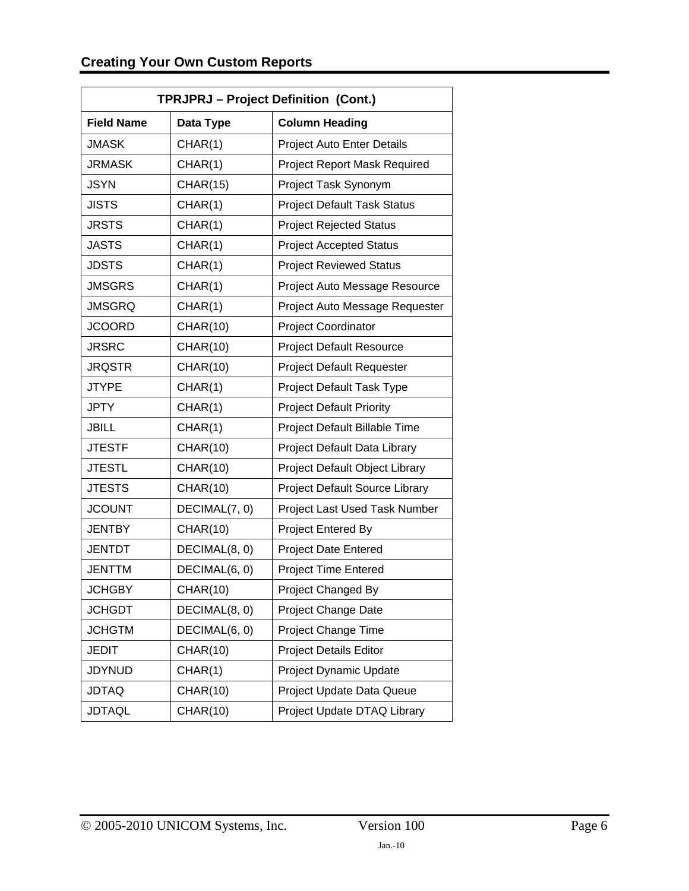| TPRJPRJ – Project Definition (Cont.) | | |
|---|---|---|
| **Field Name** | **Data Type** | **Column Heading** |
| JMASK | CHAR(1) | Project Auto Enter Details |
| JRMASK | CHAR(1) | Project Report Mask Required |
| JSYN | CHAR(15) | Project Task Synonym |
| JISTS | CHAR(1) | Project Default Task Status |
| JRSTS | CHAR(1) | Project Rejected Status |
| JASTS | CHAR(1) | Project Accepted Status |
| JDSTS | CHAR(1) | Project Reviewed Status |
| JMSGRS | CHAR(1) | Project Auto Message Resource |
| JMSGRQ | CHAR(1) | Project Auto Message Requester |
| JCOORD | CHAR(10) | Project Coordinator |
| JRSRC | CHAR(10) | Project Default Resource |
| JRQSTR | CHAR(10) | Project Default Requester |
| JTYPE | CHAR(1) | Project Default Task Type |
| JPTY | CHAR(1) | Project Default Priority |
| JBILL | CHAR(1) | Project Default Billable Time |
| JTESTF | CHAR(10) | Project Default Data Library |
| JTESTL | CHAR(10) | Project Default Object Library |
| JTESTS | CHAR(10) | Project Default Source Library |
| JCOUNT | DECIMAL(7, 0) | Project Last Used Task Number |
| JENTBY | CHAR(10) | Project Entered By |
| JENTDT | DECIMAL(8, 0) | Project Date Entered |
| JENTTM | DECIMAL(6, 0) | Project Time Entered |
| JCHGBY | CHAR(10) | Project Changed By |
| JCHGDT | DECIMAL(8, 0) | Project Change Date |
| JCHGTM | DECIMAL(6, 0) | Project Change Time |
| JEDIT | CHAR(10) | Project Details Editor |
| JDYNUD | CHAR(1) | Project Dynamic Update |
| JDTAQ | CHAR(10) | Project Update Data Queue |
| JDTAQL | CHAR(10) | Project Update DTAQ Library |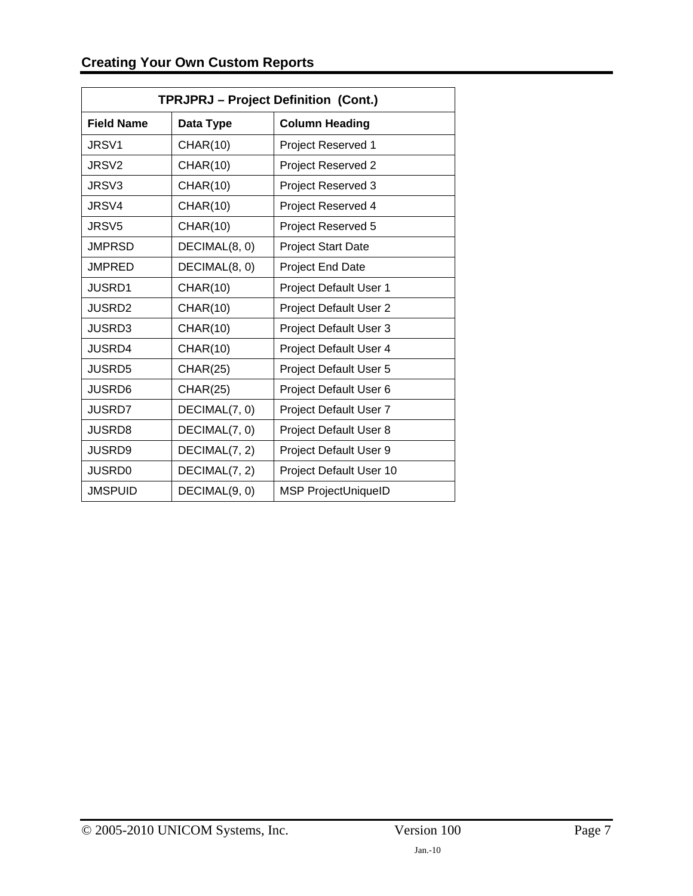| TPRJPRJ – Project Definition (Cont.) | | |
|---|---|---|
| **Field Name** | **Data Type** | **Column Heading** |
| JRSV1 | CHAR(10) | Project Reserved 1 |
| JRSV2 | CHAR(10) | Project Reserved 2 |
| JRSV3 | CHAR(10) | Project Reserved 3 |
| JRSV4 | CHAR(10) | Project Reserved 4 |
| JRSV5 | CHAR(10) | Project Reserved 5 |
| JMPRSD | DECIMAL(8, 0) | Project Start Date |
| JMPRED | DECIMAL(8, 0) | Project End Date |
| JUSRD1 | CHAR(10) | Project Default User 1 |
| JUSRD2 | CHAR(10) | Project Default User 2 |
| JUSRD3 | CHAR(10) | Project Default User 3 |
| JUSRD4 | CHAR(10) | Project Default User 4 |
| JUSRD5 | CHAR(25) | Project Default User 5 |
| JUSRD6 | CHAR(25) | Project Default User 6 |
| JUSRD7 | DECIMAL(7, 0) | Project Default User 7 |
| JUSRD8 | DECIMAL(7, 0) | Project Default User 8 |
| JUSRD9 | DECIMAL(7, 2) | Project Default User 9 |
| JUSRD0 | DECIMAL(7, 2) | Project Default User 10 |
| JMSPUID | DECIMAL(9, 0) | MSP ProjectUniqueID |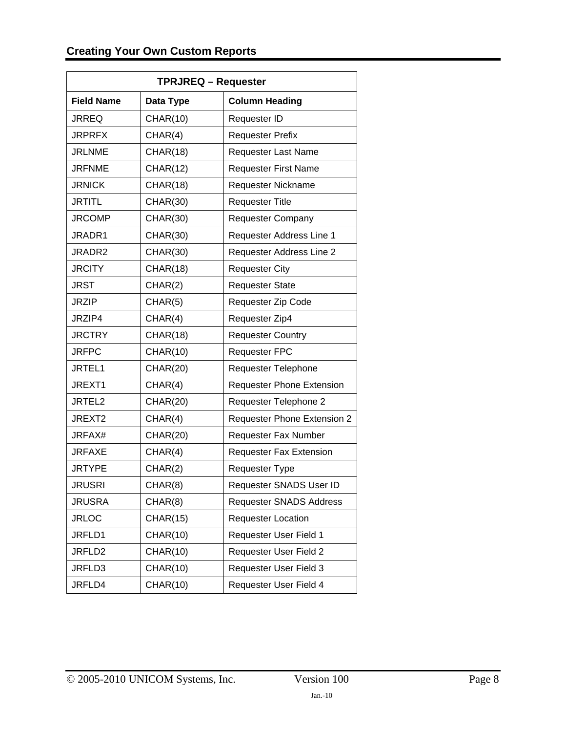## Creating Your Own Custom Reports

| TPRJREQ – Requester | | |
|---|---|---|
| **Field Name** | **Data Type** | **Column Heading** |
| JRREQ | CHAR(10) | Requester ID |
| JRPRFX | CHAR(4) | Requester Prefix |
| JRLNME | CHAR(18) | Requester Last Name |
| JRFNME | CHAR(12) | Requester First Name |
| JRNICK | CHAR(18) | Requester Nickname |
| JRTITL | CHAR(30) | Requester Title |
| JRCOMP | CHAR(30) | Requester Company |
| JRADR1 | CHAR(30) | Requester Address Line 1 |
| JRADR2 | CHAR(30) | Requester Address Line 2 |
| JRCITY | CHAR(18) | Requester City |
| JRST | CHAR(2) | Requester State |
| JRZIP | CHAR(5) | Requester Zip Code |
| JRZIP4 | CHAR(4) | Requester Zip4 |
| JRCTRY | CHAR(18) | Requester Country |
| JRFPC | CHAR(10) | Requester FPC |
| JRTEL1 | CHAR(20) | Requester Telephone |
| JREXT1 | CHAR(4) | Requester Phone Extension |
| JRTEL2 | CHAR(20) | Requester Telephone 2 |
| JREXT2 | CHAR(4) | Requester Phone Extension 2 |
| JRFAX# | CHAR(20) | Requester Fax Number |
| JRFAXE | CHAR(4) | Requester Fax Extension |
| JRTYPE | CHAR(2) | Requester Type |
| JRUSRI | CHAR(8) | Requester SNADS User ID |
| JRUSRA | CHAR(8) | Requester SNADS Address |
| JRLOC | CHAR(15) | Requester Location |
| JRFLD1 | CHAR(10) | Requester User Field 1 |
| JRFLD2 | CHAR(10) | Requester User Field 2 |
| JRFLD3 | CHAR(10) | Requester User Field 3 |
| JRFLD4 | CHAR(10) | Requester User Field 4 |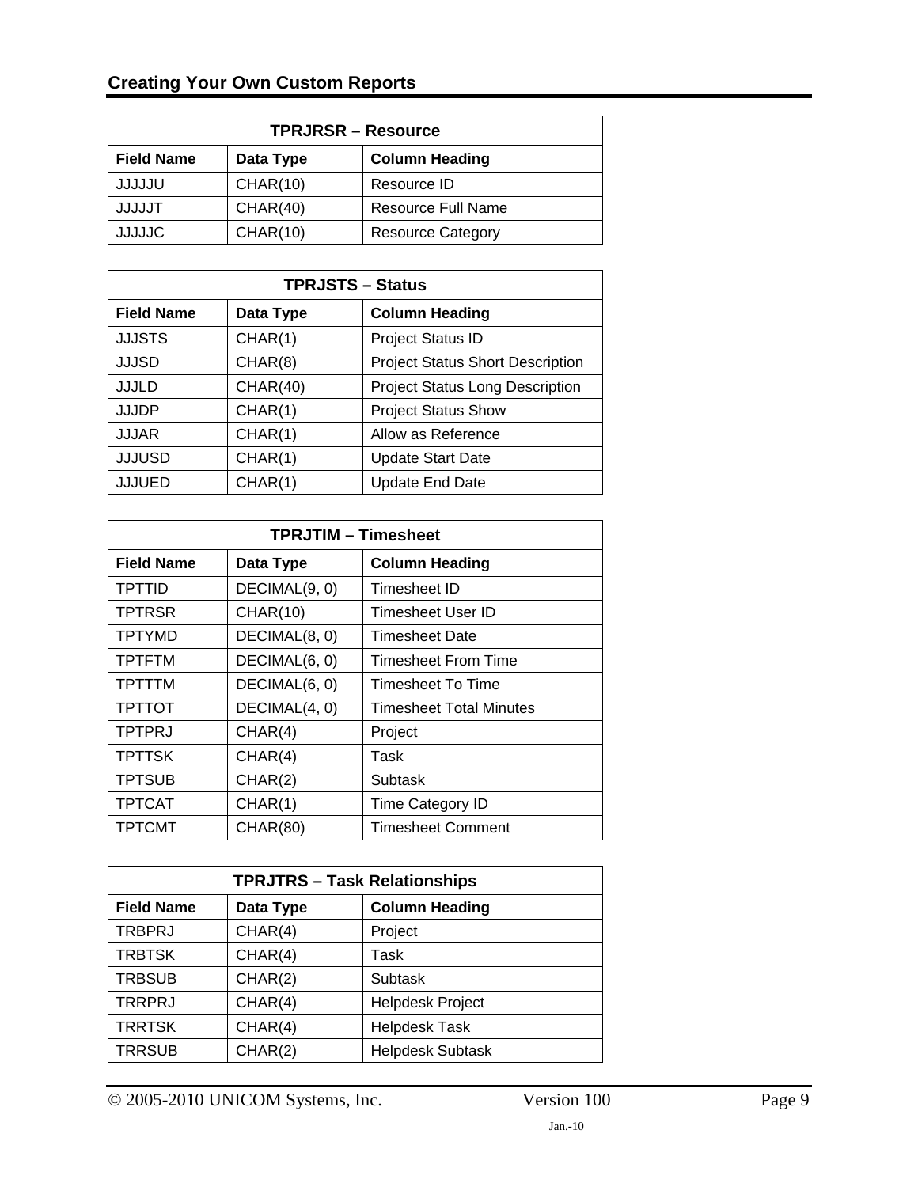| TPRJRSR – Resource | | |
|---|---|---|
| **Field Name** | **Data Type** | **Column Heading** |
| JJJJJU | CHAR(10) | Resource ID |
| JJJJJT | CHAR(40) | Resource Full Name |
| JJJJJC | CHAR(10) | Resource Category |

| TPRJSTS – Status | | |
|---|---|---|
| **Field Name** | **Data Type** | **Column Heading** |
| JJJSTS | CHAR(1) | Project Status ID |
| JJJSD | CHAR(8) | Project Status Short Description |
| JJJLD | CHAR(40) | Project Status Long Description |
| JJJDP | CHAR(1) | Project Status Show |
| JJJAR | CHAR(1) | Allow as Reference |
| JJJUSD | CHAR(1) | Update Start Date |
| JJJUED | CHAR(1) | Update End Date |

| TPRJTIM – Timesheet | | |
|---|---|---|
| **Field Name** | **Data Type** | **Column Heading** |
| TPTTID | DECIMAL(9, 0) | Timesheet ID |
| TPTRSR | CHAR(10) | Timesheet User ID |
| TPTYMD | DECIMAL(8, 0) | Timesheet Date |
| TPTFTM | DECIMAL(6, 0) | Timesheet From Time |
| TPTTTM | DECIMAL(6, 0) | Timesheet To Time |
| TPTTOT | DECIMAL(4, 0) | Timesheet Total Minutes |
| TPTPRJ | CHAR(4) | Project |
| TPTTSK | CHAR(4) | Task |
| TPTSUB | CHAR(2) | Subtask |
| TPTCAT | CHAR(1) | Time Category ID |
| TPTCMT | CHAR(80) | Timesheet Comment |

| TPRJTRS – Task Relationships | | |
|---|---|---|
| **Field Name** | **Data Type** | **Column Heading** |
| TRBPRJ | CHAR(4) | Project |
| TRBTSK | CHAR(4) | Task |
| TRBSUB | CHAR(2) | Subtask |
| TRRPRJ | CHAR(4) | Helpdesk Project |
| TRRTSK | CHAR(4) | Helpdesk Task |
| TRRSUB | CHAR(2) | Helpdesk Subtask |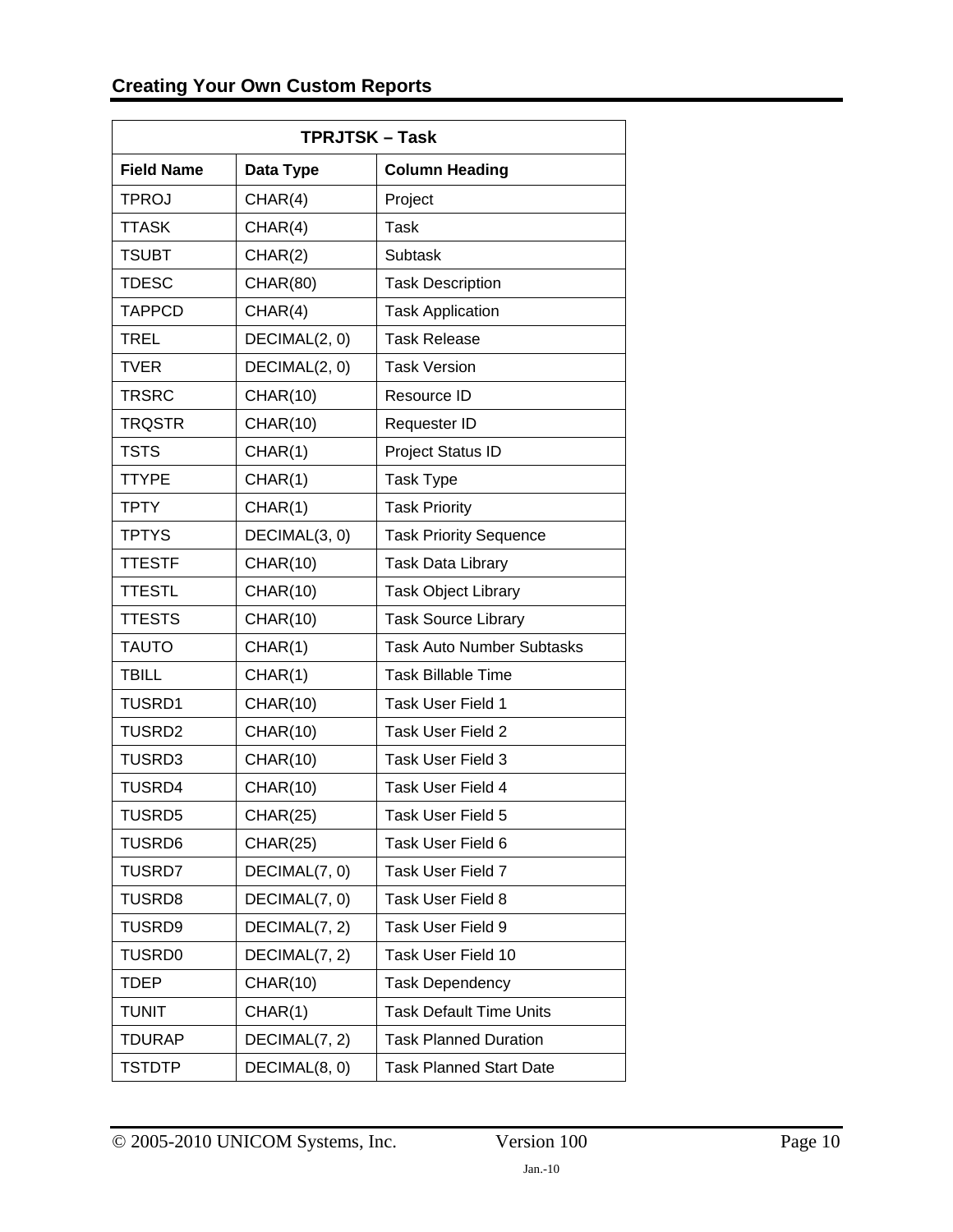| TPRJTSK – Task | | |
|---|---|---|
| **Field Name** | **Data Type** | **Column Heading** |
| TPROJ | CHAR(4) | Project |
| TTASK | CHAR(4) | Task |
| TSUBT | CHAR(2) | Subtask |
| TDESC | CHAR(80) | Task Description |
| TAPPCD | CHAR(4) | Task Application |
| TREL | DECIMAL(2, 0) | Task Release |
| TVER | DECIMAL(2, 0) | Task Version |
| TRSRC | CHAR(10) | Resource ID |
| TRQSTR | CHAR(10) | Requester ID |
| TSTS | CHAR(1) | Project Status ID |
| TTYPE | CHAR(1) | Task Type |
| TPTY | CHAR(1) | Task Priority |
| TPTYS | DECIMAL(3, 0) | Task Priority Sequence |
| TTESTF | CHAR(10) | Task Data Library |
| TTESTL | CHAR(10) | Task Object Library |
| TTESTS | CHAR(10) | Task Source Library |
| TAUTO | CHAR(1) | Task Auto Number Subtasks |
| TBILL | CHAR(1) | Task Billable Time |
| TUSRD1 | CHAR(10) | Task User Field 1 |
| TUSRD2 | CHAR(10) | Task User Field 2 |
| TUSRD3 | CHAR(10) | Task User Field 3 |
| TUSRD4 | CHAR(10) | Task User Field 4 |
| TUSRD5 | CHAR(25) | Task User Field 5 |
| TUSRD6 | CHAR(25) | Task User Field 6 |
| TUSRD7 | DECIMAL(7, 0) | Task User Field 7 |
| TUSRD8 | DECIMAL(7, 0) | Task User Field 8 |
| TUSRD9 | DECIMAL(7, 2) | Task User Field 9 |
| TUSRD0 | DECIMAL(7, 2) | Task User Field 10 |
| TDEP | CHAR(10) | Task Dependency |
| TUNIT | CHAR(1) | Task Default Time Units |
| TDURAP | DECIMAL(7, 2) | Task Planned Duration |
| TSTDTP | DECIMAL(8, 0) | Task Planned Start Date |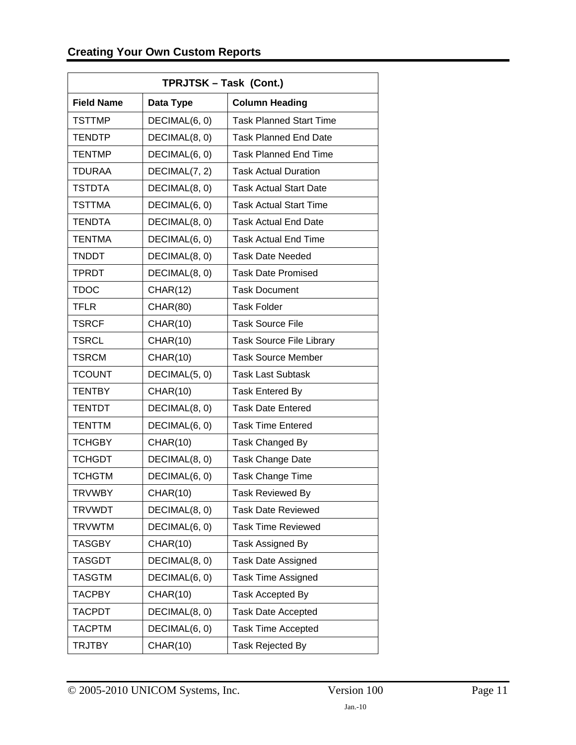| TPRJTSK – Task (Cont.) | | |
|---|---|---|
| **Field Name** | **Data Type** | **Column Heading** |
| TSTTMP | DECIMAL(6, 0) | Task Planned Start Time |
| TENDTP | DECIMAL(8, 0) | Task Planned End Date |
| TENTMP | DECIMAL(6, 0) | Task Planned End Time |
| TDURAA | DECIMAL(7, 2) | Task Actual Duration |
| TSTDTA | DECIMAL(8, 0) | Task Actual Start Date |
| TSTTMA | DECIMAL(6, 0) | Task Actual Start Time |
| TENDTA | DECIMAL(8, 0) | Task Actual End Date |
| TENTMA | DECIMAL(6, 0) | Task Actual End Time |
| TNDDT | DECIMAL(8, 0) | Task Date Needed |
| TPRDT | DECIMAL(8, 0) | Task Date Promised |
| TDOC | CHAR(12) | Task Document |
| TFLR | CHAR(80) | Task Folder |
| TSRCF | CHAR(10) | Task Source File |
| TSRCL | CHAR(10) | Task Source File Library |
| TSRCM | CHAR(10) | Task Source Member |
| TCOUNT | DECIMAL(5, 0) | Task Last Subtask |
| TENTBY | CHAR(10) | Task Entered By |
| TENTDT | DECIMAL(8, 0) | Task Date Entered |
| TENTTM | DECIMAL(6, 0) | Task Time Entered |
| TCHGBY | CHAR(10) | Task Changed By |
| TCHGDT | DECIMAL(8, 0) | Task Change Date |
| TCHGTM | DECIMAL(6, 0) | Task Change Time |
| TRVWBY | CHAR(10) | Task Reviewed By |
| TRVWDT | DECIMAL(8, 0) | Task Date Reviewed |
| TRVWTM | DECIMAL(6, 0) | Task Time Reviewed |
| TASGBY | CHAR(10) | Task Assigned By |
| TASGDT | DECIMAL(8, 0) | Task Date Assigned |
| TASGTM | DECIMAL(6, 0) | Task Time Assigned |
| TACPBY | CHAR(10) | Task Accepted By |
| TACPDT | DECIMAL(8, 0) | Task Date Accepted |
| TACPTM | DECIMAL(6, 0) | Task Time Accepted |
| TRJTBY | CHAR(10) | Task Rejected By |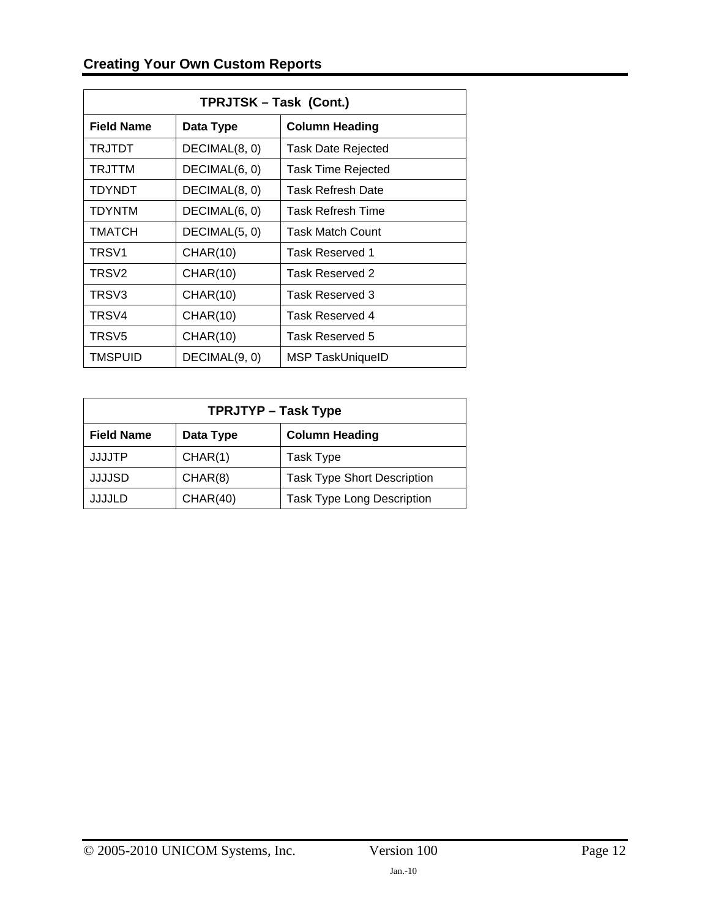| TPRJTSK – Task (Cont.) | | |
|---|---|---|
| **Field Name** | **Data Type** | **Column Heading** |
| TRJTDT | DECIMAL(8, 0) | Task Date Rejected |
| TRJTTM | DECIMAL(6, 0) | Task Time Rejected |
| TDYNDT | DECIMAL(8, 0) | Task Refresh Date |
| TDYNTM | DECIMAL(6, 0) | Task Refresh Time |
| TMATCH | DECIMAL(5, 0) | Task Match Count |
| TRSV1 | CHAR(10) | Task Reserved 1 |
| TRSV2 | CHAR(10) | Task Reserved 2 |
| TRSV3 | CHAR(10) | Task Reserved 3 |
| TRSV4 | CHAR(10) | Task Reserved 4 |
| TRSV5 | CHAR(10) | Task Reserved 5 |
| TMSPUID | DECIMAL(9, 0) | MSP TaskUniqueID |

| TPRJTYP – Task Type | | |
|---|---|---|
| **Field Name** | **Data Type** | **Column Heading** |
| JJJJTP | CHAR(1) | Task Type |
| JJJJSD | CHAR(8) | Task Type Short Description |
| JJJJLD | CHAR(40) | Task Type Long Description |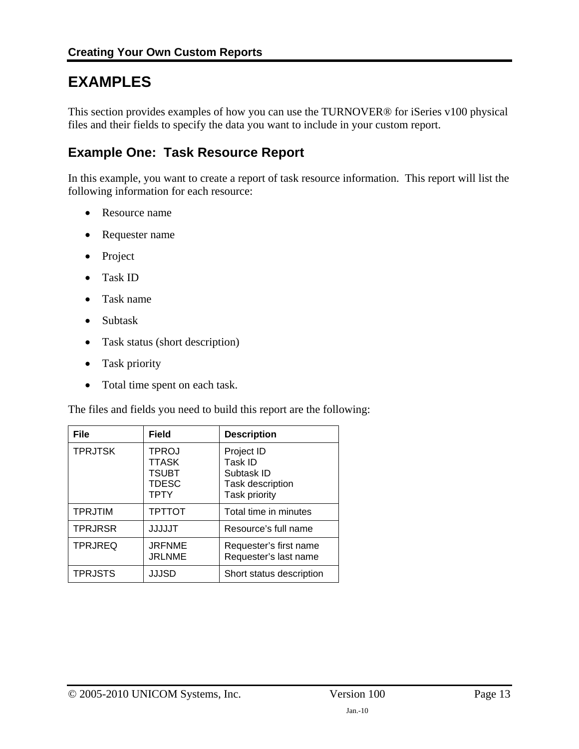# EXAMPLES

This section provides examples of how you can use the TURNOVER® for iSeries v100 physical files and their fields to specify the data you want to include in your custom report.

## Example One:  Task Resource Report

In this example, you want to create a report of task resource information.  This report will list the following information for each resource:

- Resource name
- Requester name
- Project
- Task ID
- Task name
- Subtask
- Task status (short description)
- Task priority
- Total time spent on each task.

The files and fields you need to build this report are the following:

| File | Field | Description |
|---|---|---|
| TPRJTSK | TPROJ<br>TTASK<br>TSUBT<br>TDESC<br>TPTY | Project ID<br>Task ID<br>Subtask ID<br>Task description<br>Task priority |
| TPRJTIM | TPTTOT | Total time in minutes |
| TPRJRSR | JJJJJT | Resource's full name |
| TPRJREQ | JRFNME<br>JRLNME | Requester's first name<br>Requester's last name |
| TPRJSTS | JJJSD | Short status description |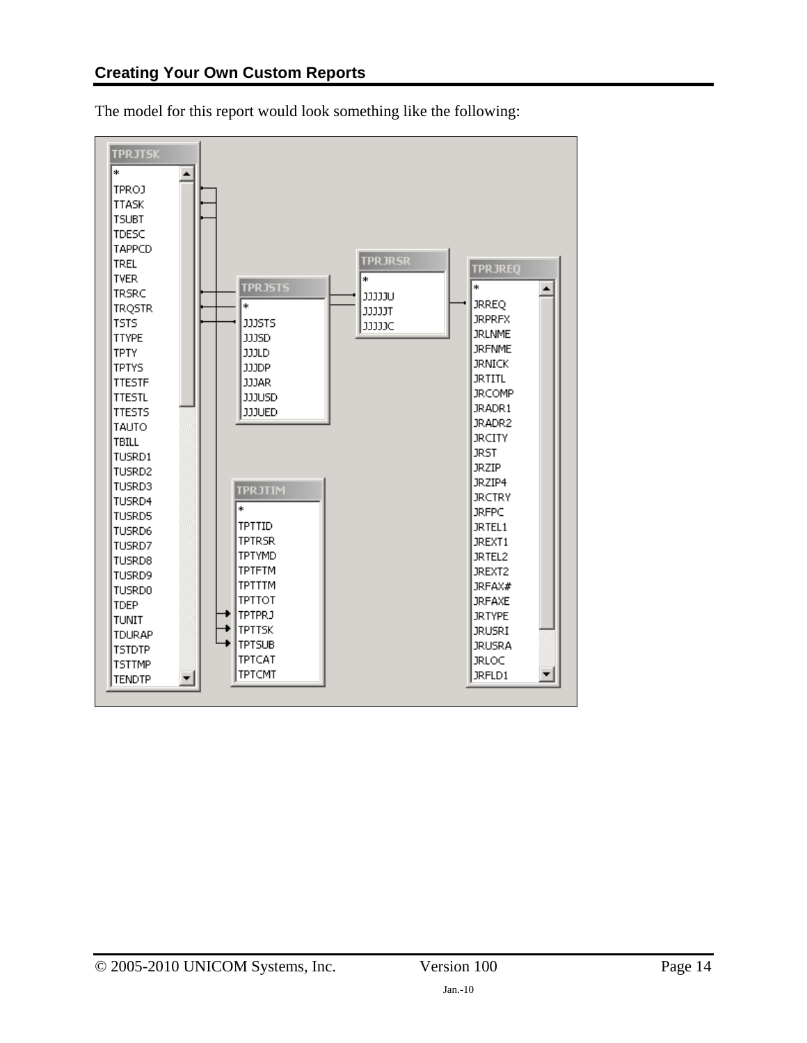The model for this report would look something like the following:

TPRJTSK
*
TPROJ
TTASK
TSUBT
TDESC
TAPPCD
TREL
TVER
TRSRC
TRQSTR
TSTS
TTYPE
TPTY
TPTYS
TTESTF
TTESTL
TTESTS
TAUTO
TBILL
TUSRD1
TUSRD2
TUSRD3
TUSRD4
TUSRD5
TUSRD6
TUSRD7
TUSRD8
TUSRD9
TUSRD0
TDEP
TUNIT
TDURAP
TSTDTP
TSTTMP
TENDTP

TPRJSTS
*
JJJSTS
JJJSD
JJJLD
JJJDP
JJJAR
JJJUSD
JJJUED

TPRJRSR
*
JJJJJU
JJJJJT
JJJJJC

TPRJREQ
*
JRREQ
JRPRFX
JRLNME
JRFNME
JRNICK
JRTITL
JRCOMP
JRADR1
JRADR2
JRCITY
JRST
JRZIP
JRZIP4
JRCTRY
JRFPC
JRTEL1
JREXT1
JRTEL2
JREXT2
JRFAX#
JRFAXE
JRTYPE
JRUSRI
JRUSRA
JRLOC
JRFLD1

TPRJTIM
*
TPTTID
TPTRSR
TPTYMD
TPTFTM
TPTTTM
TPTTOT
TPTPRJ
TPTTSK
TPTSUB
TPTCAT
TPTCMT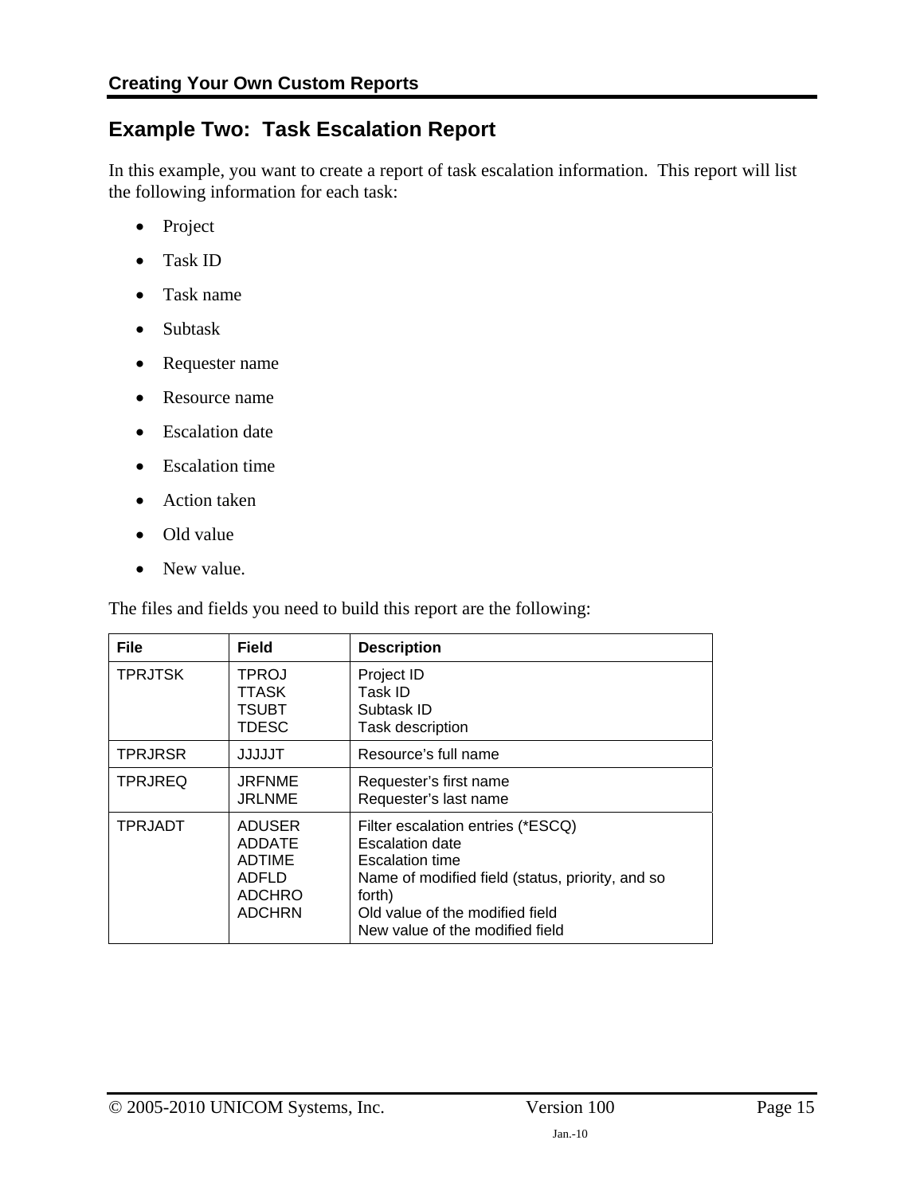## Example Two: Task Escalation Report

In this example, you want to create a report of task escalation information. This report will list the following information for each task:

- Project
- Task ID
- Task name
- Subtask
- Requester name
- Resource name
- Escalation date
- Escalation time
- Action taken
- Old value
- New value.

The files and fields you need to build this report are the following:

| File | Field | Description |
|---|---|---|
| TPRJTSK | TPROJ<br>TTASK<br>TSUBT<br>TDESC | Project ID<br>Task ID<br>Subtask ID<br>Task description |
| TPRJRSR | JJJJJT | Resource's full name |
| TPRJREQ | JRFNME<br>JRLNME | Requester's first name<br>Requester's last name |
| TPRJADT | ADUSER<br>ADDATE<br>ADTIME<br>ADFLD<br>ADCHRO<br>ADCHRN | Filter escalation entries (*ESCQ)<br>Escalation date<br>Escalation time<br>Name of modified field (status, priority, and so forth)<br>Old value of the modified field<br>New value of the modified field |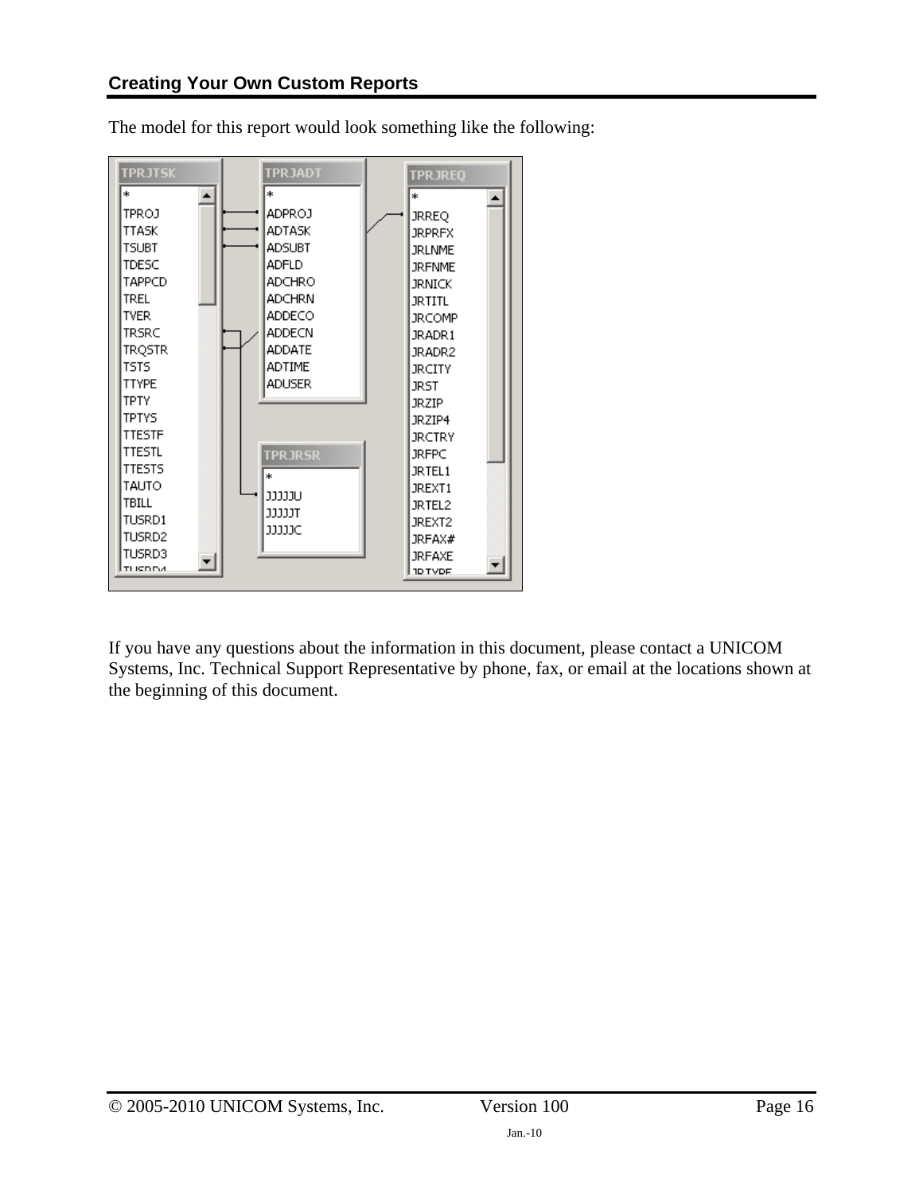The model for this report would look something like the following:

TPRJTSK

*
TPROJ
TTASK
TSUBT
TDESC
TAPPCD
TREL
TVER
TRSRC
TRQSTR
TSTS
TTYPE
TPTY
TPTYS
TTESTF
TTESTL
TTESTS
TAUTO
TBILL
TUSRD1
TUSRD2
TUSRD3

TPRJADT

*
ADPROJ
ADTASK
ADSUBT
ADFLD
ADCHRO
ADCHRN
ADDECO
ADDECN
ADDATE
ADTIME
ADUSER

TPRJRSR

*
JJJJJU
JJJJJT
JJJJJC

TPRJREQ

*
JRREQ
JRPRFX
JRLNME
JRFNME
JRNICK
JRTITL
JRCOMP
JRADR1
JRADR2
JRCITY
JRST
JRZIP
JRZIP4
JRCTRY
JRFPC
JRTEL1
JREXT1
JRTEL2
JREXT2
JRFAX#
JRFAXE

If you have any questions about the information in this document, please contact a UNICOM Systems, Inc. Technical Support Representative by phone, fax, or email at the locations shown at the beginning of this document.